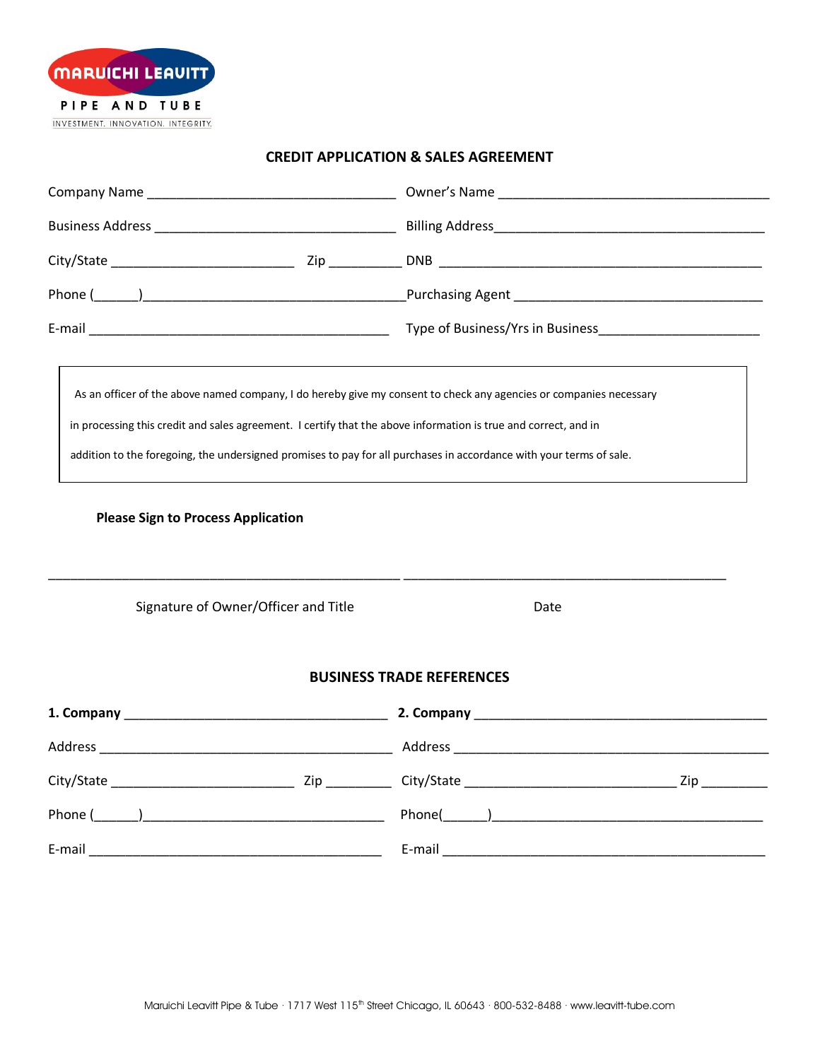MARUICHI LEAVITT

PIPE AND TUBE

INVESTMENT. INNOVATION. INTEGRITY.

## CREDIT APPLICATION & SALES AGREEMENT

Company Name ________________________________ Owner's Name ____________________________________

Business Address ______________________________ Billing Address____________________________________

City/State _______________________ Zip __________ DNB ___________________________________________

Phone (______)__________________________________Purchasing Agent _______________________________

E-mail _______________________________________ Type of Business/Yrs in Business____________________

As an officer of the above named company, I do hereby give my consent to check any agencies or companies necessary in processing this credit and sales agreement. I certify that the above information is true and correct, and in addition to the foregoing, the undersigned promises to pay for all purchases in accordance with your terms of sale.

**Please Sign to Process Application**

______________________________________________ ____________________________________________

Signature of Owner/Officer and Title Date

## BUSINESS TRADE REFERENCES

**1. Company** _________________________________ **2. Company** ____________________________________

Address ______________________________________ Address ________________________________________

City/State _______________________ Zip _________ City/State ___________________________ Zip _________

Phone (______)_______________________________ Phone(______)___________________________________

E-mail _______________________________________ E-mail _________________________________________

Maruichi Leavitt Pipe & Tube · 1717 West 115th Street Chicago, IL 60643 · 800-532-8488 · www.leavitt-tube.com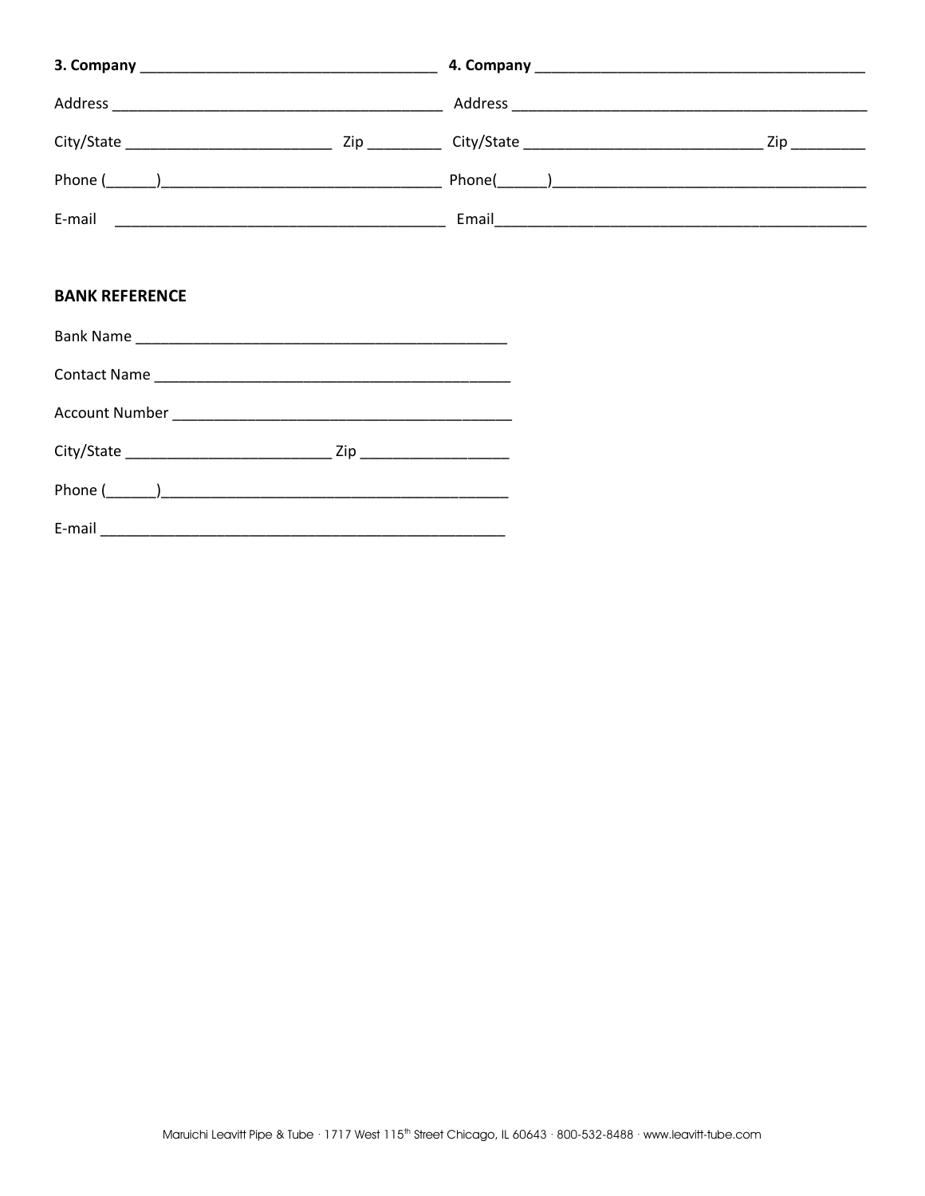**3. Company** ____________________________________

Address ________________________________________

City/State _________________________ Zip _________

Phone (______)__________________________________

E-mail ________________________________________

**4. Company** ________________________________________

Address ____________________________________________

City/State _____________________________ Zip _________

Phone(______)_____________________________________

Email______________________________________________

**BANK REFERENCE**

Bank Name ____________________________________________

Contact Name ___________________________________________

Account Number ________________________________________

City/State _________________________ Zip _________________

Phone (______)_________________________________________

E-mail __________________________________________________

Maruichi Leavitt Pipe & Tube · 1717 West 115th Street Chicago, IL 60643 · 800-532-8488 · www.leavitt-tube.com